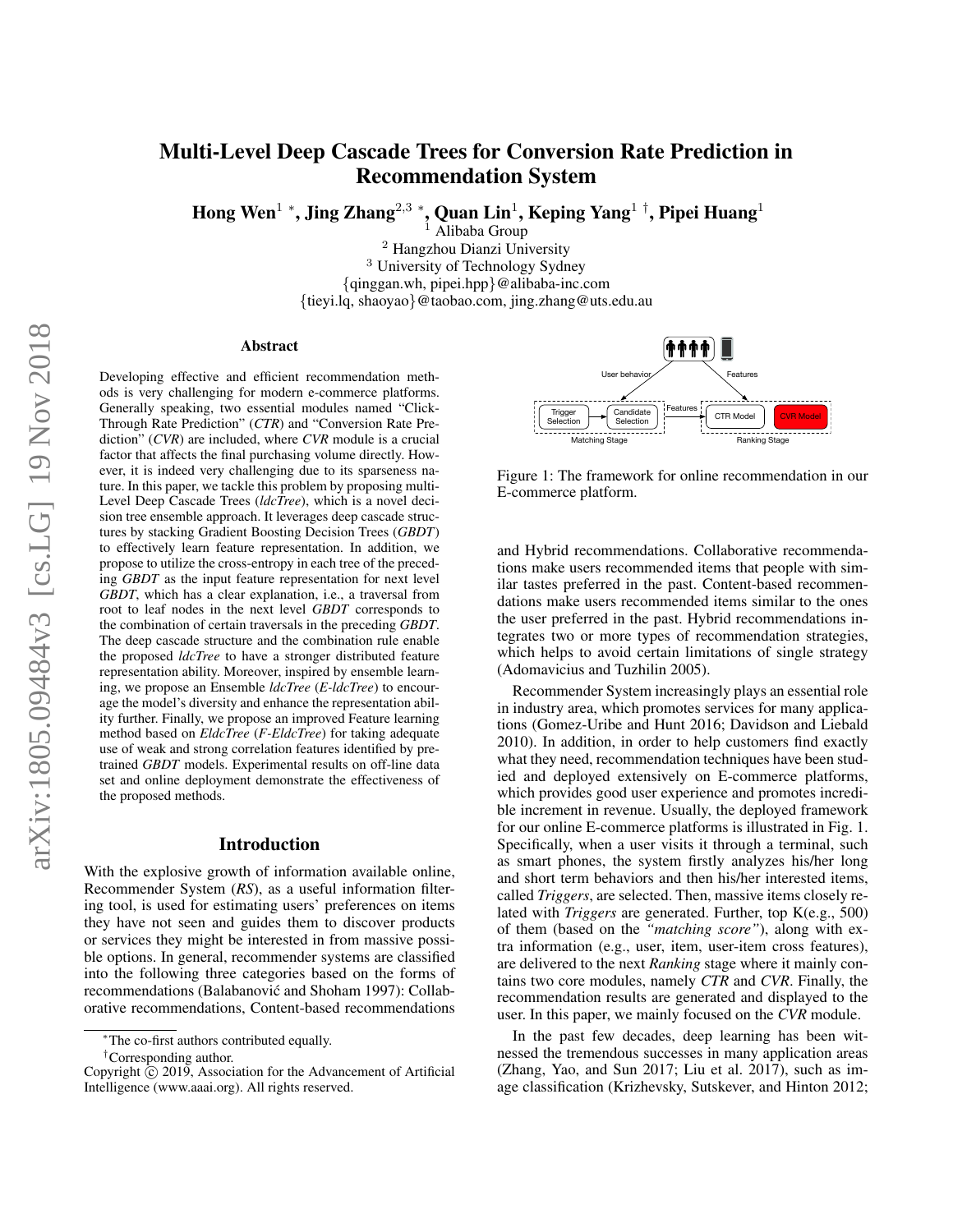# Multi-Level Deep Cascade Trees for Conversion Rate Prediction in Recommendation System

**Hong Wen[1] \*, Jing Zhang[2,3] \*, Quan Lin[1], Keping Yang[1] †, Pipei Huang[1]**

[1] Alibaba Group
[2] Hangzhou Dianzi University
[3] University of Technology Sydney
{qinggan.wh, pipei.hpp}@alibaba-inc.com
{tieyi.lq, shaoyao}@taobao.com, jing.zhang@uts.edu.au

## Abstract

Developing effective and efficient recommendation methods is very challenging for modern e-commerce platforms. Generally speaking, two essential modules named "Click-Through Rate Prediction" (*CTR*) and "Conversion Rate Prediction" (*CVR*) are included, where *CVR* module is a crucial factor that affects the final purchasing volume directly. However, it is indeed very challenging due to its sparseness nature. In this paper, we tackle this problem by proposing multi-Level Deep Cascade Trees (*ldcTree*), which is a novel decision tree ensemble approach. It leverages deep cascade structures by stacking Gradient Boosting Decision Trees (*GBDT*) to effectively learn feature representation. In addition, we propose to utilize the cross-entropy in each tree of the preceding *GBDT* as the input feature representation for next level *GBDT*, which has a clear explanation, i.e., a traversal from root to leaf nodes in the next level *GBDT* corresponds to the combination of certain traversals in the preceding *GBDT*. The deep cascade structure and the combination rule enable the proposed *ldcTree* to have a stronger distributed feature representation ability. Moreover, inspired by ensemble learning, we propose an Ensemble *ldcTree* (*E-ldcTree*) to encourage the model's diversity and enhance the representation ability further. Finally, we propose an improved Feature learning method based on *EldcTree* (*F-EldcTree*) for taking adequate use of weak and strong correlation features identified by pre-trained *GBDT* models. Experimental results on off-line data set and online deployment demonstrate the effectiveness of the proposed methods.

## Introduction

With the explosive growth of information available online, Recommender System (*RS*), as a useful information filtering tool, is used for estimating users' preferences on items they have not seen and guides them to discover products or services they might be interested in from massive possible options. In general, recommender systems are classified into the following three categories based on the forms of recommendations (Balabanović and Shoham 1997): Collaborative recommendations, Content-based recommendations and Hybrid recommendations. Collaborative recommendations make users recommended items that people with similar tastes preferred in the past. Content-based recommendations make users recommended items similar to the ones the user preferred in the past. Hybrid recommendations integrates two or more types of recommendation strategies, which helps to avoid certain limitations of single strategy (Adomavicius and Tuzhilin 2005).

Figure 1: The framework for online recommendation in our E-commerce platform.

Recommender System increasingly plays an essential role in industry area, which promotes services for many applications (Gomez-Uribe and Hunt 2016; Davidson and Liebald 2010). In addition, in order to help customers find exactly what they need, recommendation techniques have been studied and deployed extensively on E-commerce platforms, which provides good user experience and promotes incredible increment in revenue. Usually, the deployed framework for our online E-commerce platforms is illustrated in Fig. 1. Specifically, when a user visits it through a terminal, such as smart phones, the system firstly analyzes his/her long and short term behaviors and then his/her interested items, called *Triggers*, are selected. Then, massive items closely related with *Triggers* are generated. Further, top K(e.g., 500) of them (based on the *"matching score"*), along with extra information (e.g., user, item, user-item cross features), are delivered to the next *Ranking* stage where it mainly contains two core modules, namely *CTR* and *CVR*. Finally, the recommendation results are generated and displayed to the user. In this paper, we mainly focused on the *CVR* module.

In the past few decades, deep learning has been witnessed the tremendous successes in many application areas (Zhang, Yao, and Sun 2017; Liu et al. 2017), such as image classification (Krizhevsky, Sutskever, and Hinton 2012;

\*The co-first authors contributed equally.
†Corresponding author.
Copyright © 2019, Association for the Advancement of Artificial Intelligence (www.aaai.org). All rights reserved.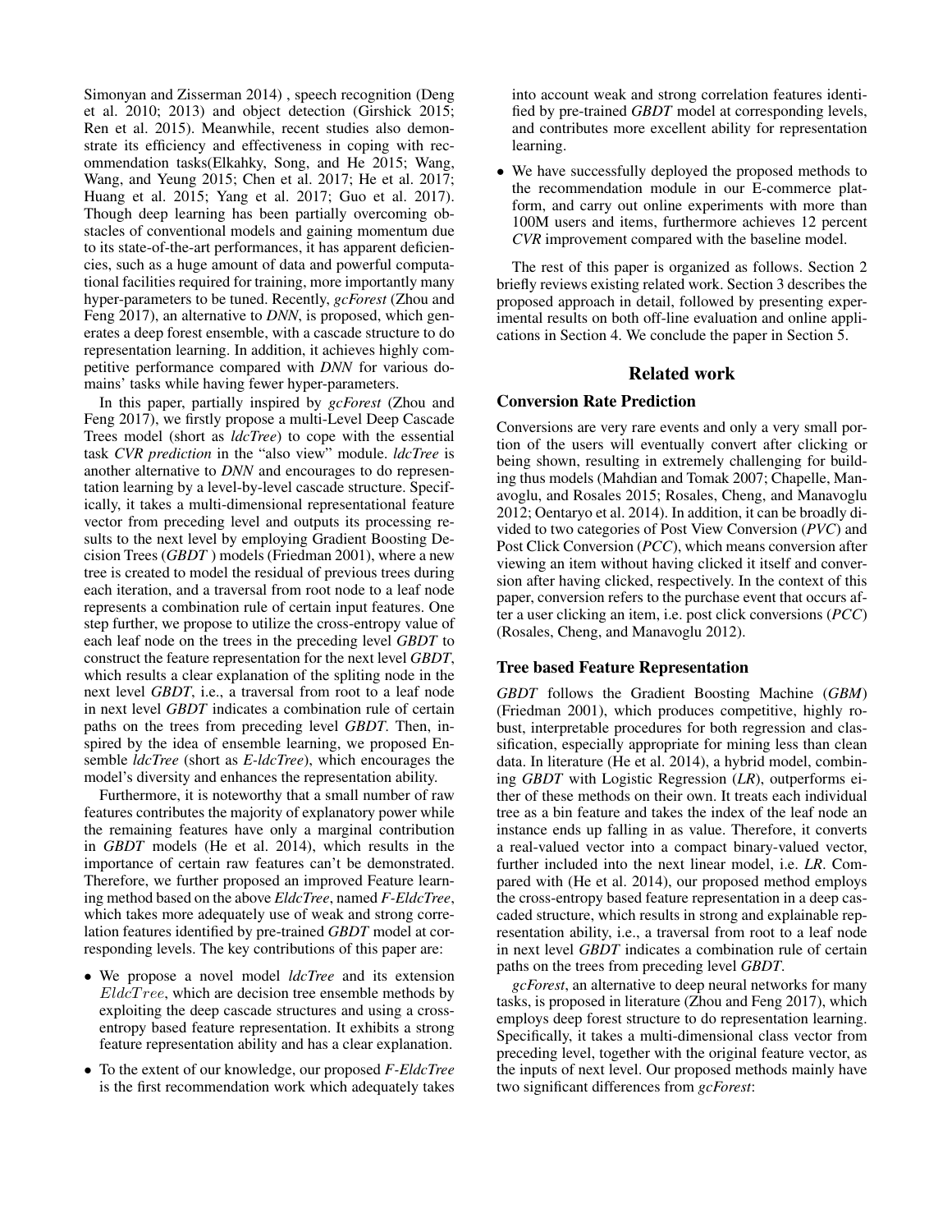Simonyan and Zisserman 2014) , speech recognition (Deng et al. 2010; 2013) and object detection (Girshick 2015; Ren et al. 2015). Meanwhile, recent studies also demonstrate its efficiency and effectiveness in coping with recommendation tasks(Elkahky, Song, and He 2015; Wang, Wang, and Yeung 2015; Chen et al. 2017; He et al. 2017; Huang et al. 2015; Yang et al. 2017; Guo et al. 2017). Though deep learning has been partially overcoming obstacles of conventional models and gaining momentum due to its state-of-the-art performances, it has apparent deficiencies, such as a huge amount of data and powerful computational facilities required for training, more importantly many hyper-parameters to be tuned. Recently, *gcForest* (Zhou and Feng 2017), an alternative to *DNN*, is proposed, which generates a deep forest ensemble, with a cascade structure to do representation learning. In addition, it achieves highly competitive performance compared with *DNN* for various domains' tasks while having fewer hyper-parameters.

In this paper, partially inspired by *gcForest* (Zhou and Feng 2017), we firstly propose a multi-Level Deep Cascade Trees model (short as *ldcTree*) to cope with the essential task *CVR prediction* in the "also view" module. *ldcTree* is another alternative to *DNN* and encourages to do representation learning by a level-by-level cascade structure. Specifically, it takes a multi-dimensional representational feature vector from preceding level and outputs its processing results to the next level by employing Gradient Boosting Decision Trees (*GBDT* ) models (Friedman 2001), where a new tree is created to model the residual of previous trees during each iteration, and a traversal from root node to a leaf node represents a combination rule of certain input features. One step further, we propose to utilize the cross-entropy value of each leaf node on the trees in the preceding level *GBDT* to construct the feature representation for the next level *GBDT*, which results a clear explanation of the spliting node in the next level *GBDT*, i.e., a traversal from root to a leaf node in next level *GBDT* indicates a combination rule of certain paths on the trees from preceding level *GBDT*. Then, inspired by the idea of ensemble learning, we proposed Ensemble *ldcTree* (short as *E-ldcTree*), which encourages the model's diversity and enhances the representation ability.

Furthermore, it is noteworthy that a small number of raw features contributes the majority of explanatory power while the remaining features have only a marginal contribution in *GBDT* models (He et al. 2014), which results in the importance of certain raw features can't be demonstrated. Therefore, we further proposed an improved Feature learning method based on the above *EldcTree*, named *F-EldcTree*, which takes more adequately use of weak and strong correlation features identified by pre-trained *GBDT* model at corresponding levels. The key contributions of this paper are:

- We propose a novel model *ldcTree* and its extension $EldcTree$, which are decision tree ensemble methods by exploiting the deep cascade structures and using a cross-entropy based feature representation. It exhibits a strong feature representation ability and has a clear explanation.
- To the extent of our knowledge, our proposed *F-EldcTree* is the first recommendation work which adequately takes into account weak and strong correlation features identified by pre-trained *GBDT* model at corresponding levels, and contributes more excellent ability for representation learning.
- We have successfully deployed the proposed methods to the recommendation module in our E-commerce platform, and carry out online experiments with more than 100M users and items, furthermore achieves 12 percent *CVR* improvement compared with the baseline model.

The rest of this paper is organized as follows. Section 2 briefly reviews existing related work. Section 3 describes the proposed approach in detail, followed by presenting experimental results on both off-line evaluation and online applications in Section 4. We conclude the paper in Section 5.

## Related work

### Conversion Rate Prediction

Conversions are very rare events and only a very small portion of the users will eventually convert after clicking or being shown, resulting in extremely challenging for building thus models (Mahdian and Tomak 2007; Chapelle, Manavoglu, and Rosales 2015; Rosales, Cheng, and Manavoglu 2012; Oentaryo et al. 2014). In addition, it can be broadly divided to two categories of Post View Conversion (*PVC*) and Post Click Conversion (*PCC*), which means conversion after viewing an item without having clicked it itself and conversion after having clicked, respectively. In the context of this paper, conversion refers to the purchase event that occurs after a user clicking an item, i.e. post click conversions (*PCC*) (Rosales, Cheng, and Manavoglu 2012).

### Tree based Feature Representation

*GBDT* follows the Gradient Boosting Machine (*GBM*) (Friedman 2001), which produces competitive, highly robust, interpretable procedures for both regression and classification, especially appropriate for mining less than clean data. In literature (He et al. 2014), a hybrid model, combining *GBDT* with Logistic Regression (*LR*), outperforms either of these methods on their own. It treats each individual tree as a bin feature and takes the index of the leaf node an instance ends up falling in as value. Therefore, it converts a real-valued vector into a compact binary-valued vector, further included into the next linear model, i.e. *LR*. Compared with (He et al. 2014), our proposed method employs the cross-entropy based feature representation in a deep cascaded structure, which results in strong and explainable representation ability, i.e., a traversal from root to a leaf node in next level *GBDT* indicates a combination rule of certain paths on the trees from preceding level *GBDT*.

*gcForest*, an alternative to deep neural networks for many tasks, is proposed in literature (Zhou and Feng 2017), which employs deep forest structure to do representation learning. Specifically, it takes a multi-dimensional class vector from preceding level, together with the original feature vector, as the inputs of next level. Our proposed methods mainly have two significant differences from *gcForest*: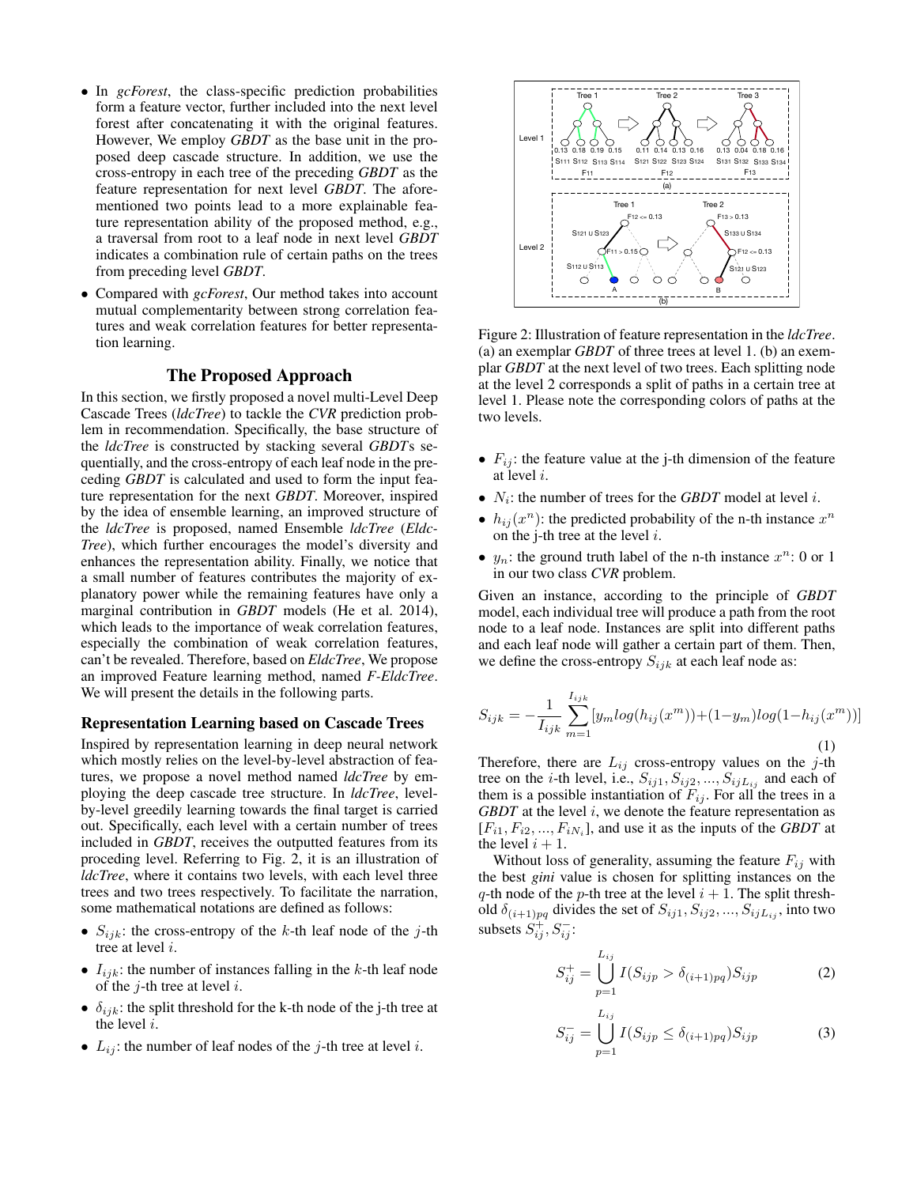- In *gcForest*, the class-specific prediction probabilities form a feature vector, further included into the next level forest after concatenating it with the original features. However, We employ ***GBDT*** as the base unit in the proposed deep cascade structure. In addition, we use the cross-entropy in each tree of the preceding *GBDT* as the feature representation for next level *GBDT*. The aforementioned two points lead to a more explainable feature representation ability of the proposed method, e.g., a traversal from root to a leaf node in next level *GBDT* indicates a combination rule of certain paths on the trees from preceding level *GBDT*.
- Compared with *gcForest*, Our method takes into account mutual complementarity between strong correlation features and weak correlation features for better representation learning.

## The Proposed Approach

In this section, we firstly proposed a novel multi-Level Deep Cascade Trees (*ldcTree*) to tackle the *CVR* prediction problem in recommendation. Specifically, the base structure of the *ldcTree* is constructed by stacking several *GBDT*s sequentially, and the cross-entropy of each leaf node in the preceding *GBDT* is calculated and used to form the input feature representation for the next *GBDT*. Moreover, inspired by the idea of ensemble learning, an improved structure of the *ldcTree* is proposed, named Ensemble *ldcTree* (*EldcTree*), which further encourages the model's diversity and enhances the representation ability. Finally, we notice that a small number of features contributes the majority of explanatory power while the remaining features have only a marginal contribution in *GBDT* models (He et al. 2014), which leads to the importance of weak correlation features, especially the combination of weak correlation features, can't be revealed. Therefore, based on *EldcTree*, We propose an improved Feature learning method, named *F-EldcTree*. We will present the details in the following parts.

### Representation Learning based on Cascade Trees

Inspired by representation learning in deep neural network which mostly relies on the level-by-level abstraction of features, we propose a novel method named *ldcTree* by employing the deep cascade tree structure. In *ldcTree*, level-by-level greedily learning towards the final target is carried out. Specifically, each level with a certain number of trees included in *GBDT*, receives the outputted features from its proceding level. Referring to Fig. 2, it is an illustration of *ldcTree*, where it contains two levels, with each level three trees and two trees respectively. To facilitate the narration, some mathematical notations are defined as follows:

- $S_{ijk}$: the cross-entropy of the $k$-th leaf node of the $j$-th tree at level $i$.
- $I_{ijk}$: the number of instances falling in the $k$-th leaf node of the $j$-th tree at level $i$.
- $\delta_{ijk}$: the split threshold for the k-th node of the j-th tree at the level $i$.
- $L_{ij}$: the number of leaf nodes of the $j$-th tree at level $i$.

Figure 2: Illustration of feature representation in the *ldcTree*. (a) an exemplar *GBDT* of three trees at level 1. (b) an exemplar *GBDT* at the next level of two trees. Each splitting node at the level 2 corresponds a split of paths in a certain tree at level 1. Please note the corresponding colors of paths at the two levels.

- $F_{ij}$: the feature value at the j-th dimension of the feature at level $i$.
- $N_i$: the number of trees for the *GBDT* model at level $i$.
- $h_{ij}(x^n)$: the predicted probability of the n-th instance $x^n$ on the j-th tree at the level $i$.
- $y_n$: the ground truth label of the n-th instance $x^n$: 0 or 1 in our two class *CVR* problem.

Given an instance, according to the principle of *GBDT* model, each individual tree will produce a path from the root node to a leaf node. Instances are split into different paths and each leaf node will gather a certain part of them. Then, we define the cross-entropy $S_{ijk}$ at each leaf node as:

$$S_{ijk} = -\frac{1}{I_{ijk}} \sum_{m=1}^{I_{ijk}} [y_m log(h_{ij}(x^m)) + (1-y_m) log(1-h_{ij}(x^m))] \tag{1}$$

Therefore, there are $L_{ij}$ cross-entropy values on the $j$-th tree on the $i$-th level, i.e., $S_{ij1}, S_{ij2}, ..., S_{ijL_{ij}}$ and each of them is a possible instantiation of $F_{ij}$. For all the trees in a *GBDT* at the level $i$, we denote the feature representation as $[F_{i1}, F_{i2}, ..., F_{iN_i}]$, and use it as the inputs of the *GBDT* at the level $i+1$.

Without loss of generality, assuming the feature $F_{ij}$ with the best *gini* value is chosen for splitting instances on the $q$-th node of the $p$-th tree at the level $i+1$. The split threshold $\delta_{(i+1)pq}$ divides the set of $S_{ij1}, S_{ij2}, ..., S_{ijL_{ij}}$, into two subsets $S_{ij}^{+}, S_{ij}^{-}$:

$$S_{ij}^{+} = \bigcup_{p=1}^{L_{ij}} I(S_{ijp} > \delta_{(i+1)pq}) S_{ijp} \tag{2}$$

$$S_{ij}^{-} = \bigcup_{p=1}^{L_{ij}} I(S_{ijp} \le \delta_{(i+1)pq}) S_{ijp} \tag{3}$$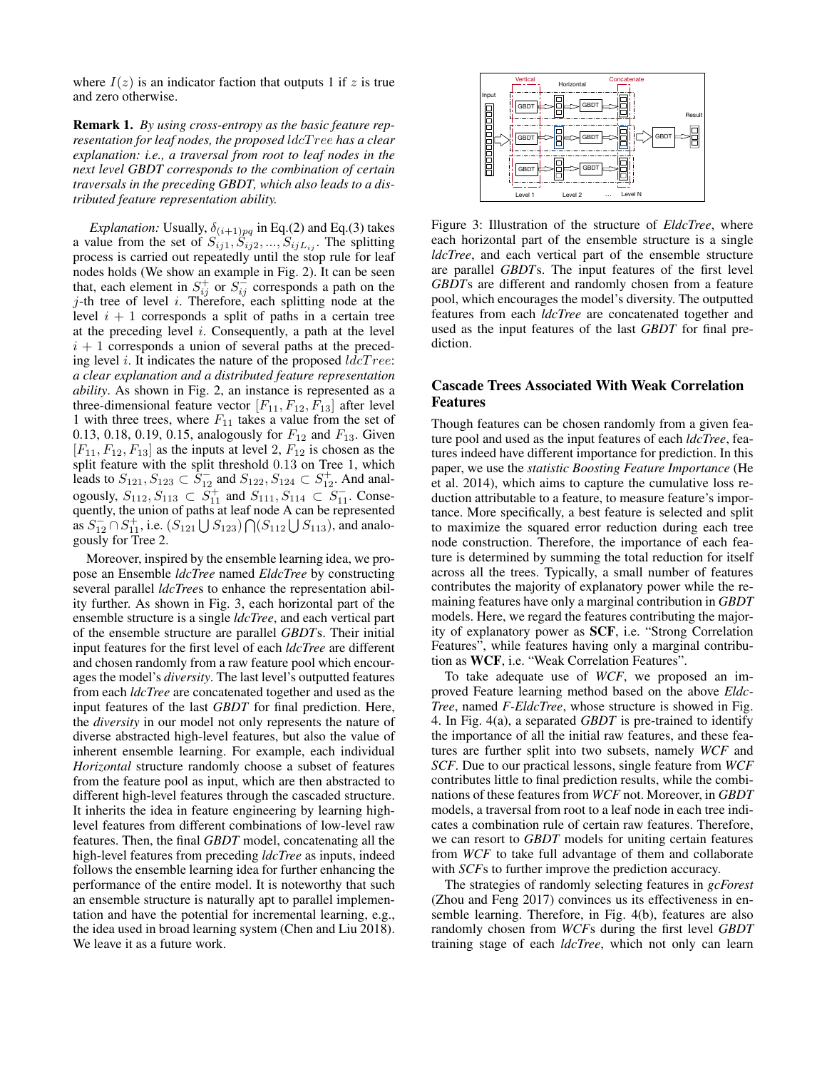where $I(z)$ is an indicator faction that outputs 1 if $z$ is true and zero otherwise.

**Remark 1.** *By using cross-entropy as the basic feature representation for leaf nodes, the proposed $ldcTree$ has a clear explanation: i.e., a traversal from root to leaf nodes in the next level GBDT corresponds to the combination of certain traversals in the preceding GBDT, which also leads to a distributed feature representation ability.*

*Explanation:* Usually, $\delta_{(i+1)pq}$ in Eq.(2) and Eq.(3) takes a value from the set of $S_{ij1}, S_{ij2}, ..., S_{ijL_{ij}}$. The splitting process is carried out repeatedly until the stop rule for leaf nodes holds (We show an example in Fig. 2). It can be seen that, each element in $S_{ij}^{+}$ or $S_{ij}^{-}$ corresponds a path on the $j$-th tree of level $i$. Therefore, each splitting node at the level $i+1$ corresponds a split of paths in a certain tree at the preceding level $i$. Consequently, a path at the level $i+1$ corresponds a union of several paths at the preceding level $i$. It indicates the nature of the proposed $ldcTree$: *a clear explanation and a distributed feature representation ability*. As shown in Fig. 2, an instance is represented as a three-dimensional feature vector $[F_{11}, F_{12}, F_{13}]$ after level 1 with three trees, where $F_{11}$ takes a value from the set of 0.13, 0.18, 0.19, 0.15, analogously for $F_{12}$ and $F_{13}$. Given $[F_{11}, F_{12}, F_{13}]$ as the inputs at level 2, $F_{12}$ is chosen as the split feature with the split threshold 0.13 on Tree 1, which leads to $S_{121}, S_{123} \subset S_{12}^{-}$ and $S_{122}, S_{124} \subset S_{12}^{+}$. And analogously, $S_{112}, S_{113} \subset S_{11}^{+}$ and $S_{111}, S_{114} \subset S_{11}^{-}$. Consequently, the union of paths at leaf node A can be represented as $S_{12}^{-} \cap S_{11}^{+}$, i.e. $(S_{121} \bigcup S_{123}) \bigcap (S_{112} \bigcup S_{113})$, and analogously for Tree 2.

Moreover, inspired by the ensemble learning idea, we propose an Ensemble *ldcTree* named *EldcTree* by constructing several parallel *ldcTree*s to enhance the representation ability further. As shown in Fig. 3, each horizontal part of the ensemble structure is a single *ldcTree*, and each vertical part of the ensemble structure are parallel *GBDT*s. Their initial input features for the first level of each *ldcTree* are different and chosen randomly from a raw feature pool which encourages the model's *diversity*. The last level's outputted features from each *ldcTree* are concatenated together and used as the input features of the last *GBDT* for final prediction. Here, the *diversity* in our model not only represents the nature of diverse abstracted high-level features, but also the value of inherent ensemble learning. For example, each individual *Horizontal* structure randomly choose a subset of features from the feature pool as input, which are then abstracted to different high-level features through the cascaded structure. It inherits the idea in feature engineering by learning high-level features from different combinations of low-level raw features. Then, the final *GBDT* model, concatenating all the high-level features from preceding *ldcTree* as inputs, indeed follows the ensemble learning idea for further enhancing the performance of the entire model. It is noteworthy that such an ensemble structure is naturally apt to parallel implementation and have the potential for incremental learning, e.g., the idea used in broad learning system (Chen and Liu 2018). We leave it as a future work.

Figure 3: Illustration of the structure of *EldcTree*, where each horizontal part of the ensemble structure is a single *ldcTree*, and each vertical part of the ensemble structure are parallel *GBDT*s. The input features of the first level *GBDT*s are different and randomly chosen from a feature pool, which encourages the model's diversity. The outputted features from each *ldcTree* are concatenated together and used as the input features of the last *GBDT* for final prediction.

## Cascade Trees Associated With Weak Correlation Features

Though features can be chosen randomly from a given feature pool and used as the input features of each *ldcTree*, features indeed have different importance for prediction. In this paper, we use the *statistic Boosting Feature Importance* (He et al. 2014), which aims to capture the cumulative loss reduction attributable to a feature, to measure feature's importance. More specifically, a best feature is selected and split to maximize the squared error reduction during each tree node construction. Therefore, the importance of each feature is determined by summing the total reduction for itself across all the trees. Typically, a small number of features contributes the majority of explanatory power while the remaining features have only a marginal contribution in *GBDT* models. Here, we regard the features contributing the majority of explanatory power as **SCF**, i.e. "Strong Correlation Features", while features having only a marginal contribution as **WCF**, i.e. "Weak Correlation Features".

To take adequate use of *WCF*, we proposed an improved Feature learning method based on the above *EldcTree*, named *F-EldcTree*, whose structure is showed in Fig. 4. In Fig. 4(a), a separated *GBDT* is pre-trained to identify the importance of all the initial raw features, and these features are further split into two subsets, namely *WCF* and *SCF*. Due to our practical lessons, single feature from *WCF* contributes little to final prediction results, while the combinations of these features from *WCF* not. Moreover, in *GBDT* models, a traversal from root to a leaf node in each tree indicates a combination rule of certain raw features. Therefore, we can resort to *GBDT* models for uniting certain features from *WCF* to take full advantage of them and collaborate with *SCF*s to further improve the prediction accuracy.

The strategies of randomly selecting features in *gcForest* (Zhou and Feng 2017) convinces us its effectiveness in ensemble learning. Therefore, in Fig. 4(b), features are also randomly chosen from *WCF*s during the first level *GBDT* training stage of each *ldcTree*, which not only can learn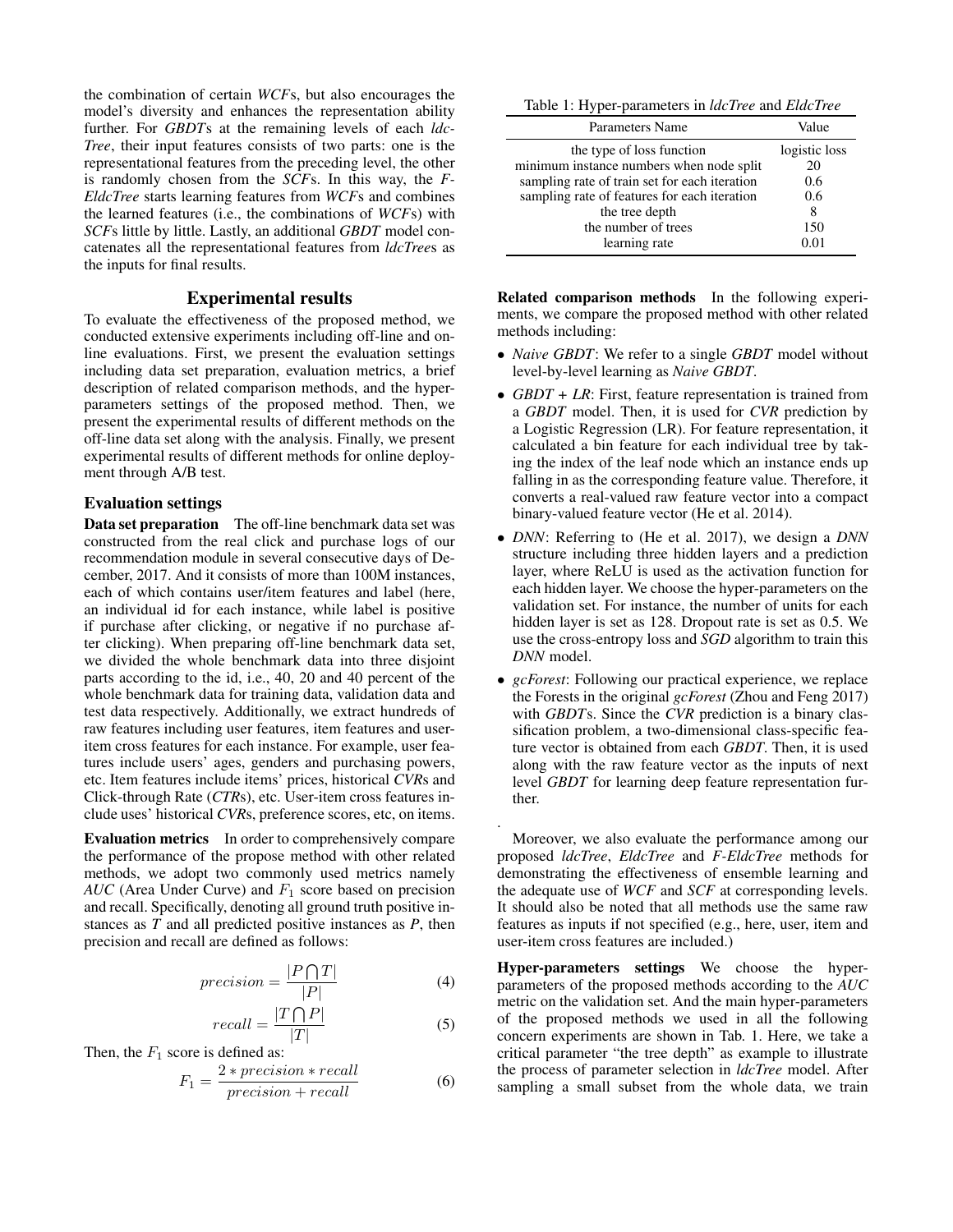the combination of certain *WCF*s, but also encourages the model's diversity and enhances the representation ability further. For *GBDT*s at the remaining levels of each *ldcTree*, their input features consists of two parts: one is the representational features from the preceding level, the other is randomly chosen from the *SCF*s. In this way, the *F-EldcTree* starts learning features from *WCF*s and combines the learned features (i.e., the combinations of *WCF*s) with *SCF*s little by little. Lastly, an additional *GBDT* model concatenates all the representational features from *ldcTree*s as the inputs for final results.

## Experimental results

To evaluate the effectiveness of the proposed method, we conducted extensive experiments including off-line and online evaluations. First, we present the evaluation settings including data set preparation, evaluation metrics, a brief description of related comparison methods, and the hyper-parameters settings of the proposed method. Then, we present the experimental results of different methods on the off-line data set along with the analysis. Finally, we present experimental results of different methods for online deployment through A/B test.

### Evaluation settings

**Data set preparation** The off-line benchmark data set was constructed from the real click and purchase logs of our recommendation module in several consecutive days of December, 2017. And it consists of more than 100M instances, each of which contains user/item features and label (here, an individual id for each instance, while label is positive if purchase after clicking, or negative if no purchase after clicking). When preparing off-line benchmark data set, we divided the whole benchmark data into three disjoint parts according to the id, i.e., 40, 20 and 40 percent of the whole benchmark data for training data, validation data and test data respectively. Additionally, we extract hundreds of raw features including user features, item features and user-item cross features for each instance. For example, user features include users' ages, genders and purchasing powers, etc. Item features include items' prices, historical *CVR*s and Click-through Rate (*CTR*s), etc. User-item cross features include uses' historical *CVR*s, preference scores, etc, on items.

**Evaluation metrics** In order to comprehensively compare the performance of the propose method with other related methods, we adopt two commonly used metrics namely *AUC* (Area Under Curve) and $F_1$ score based on precision and recall. Specifically, denoting all ground truth positive instances as $T$ and all predicted positive instances as $P$, then precision and recall are defined as follows:

$$precision = \frac{|P \bigcap T|}{|P|} \tag{4}$$

$$recall = \frac{|T \bigcap P|}{|T|} \tag{5}$$

Then, the $F_1$ score is defined as:

$$F_1 = \frac{2 * precision * recall}{precision + recall} \tag{6}$$

Table 1: Hyper-parameters in *ldcTree* and *EldcTree*

| Parameters Name | Value |
|---|---|
| the type of loss function | logistic loss |
| minimum instance numbers when node split | 20 |
| sampling rate of train set for each iteration | 0.6 |
| sampling rate of features for each iteration | 0.6 |
| the tree depth | 8 |
| the number of trees | 150 |
| learning rate | 0.01 |

**Related comparison methods** In the following experiments, we compare the proposed method with other related methods including:

- *Naive GBDT*: We refer to a single *GBDT* model without level-by-level learning as *Naive GBDT*.
- *GBDT + LR*: First, feature representation is trained from a *GBDT* model. Then, it is used for *CVR* prediction by a Logistic Regression (LR). For feature representation, it calculated a bin feature for each individual tree by taking the index of the leaf node which an instance ends up falling in as the corresponding feature value. Therefore, it converts a real-valued raw feature vector into a compact binary-valued feature vector (He et al. 2014).
- *DNN*: Referring to (He et al. 2017), we design a *DNN* structure including three hidden layers and a prediction layer, where ReLU is used as the activation function for each hidden layer. We choose the hyper-parameters on the validation set. For instance, the number of units for each hidden layer is set as 128. Dropout rate is set as 0.5. We use the cross-entropy loss and *SGD* algorithm to train this *DNN* model.
- *gcForest*: Following our practical experience, we replace the Forests in the original *gcForest* (Zhou and Feng 2017) with *GBDT*s. Since the *CVR* prediction is a binary classification problem, a two-dimensional class-specific feature vector is obtained from each *GBDT*. Then, it is used along with the raw feature vector as the inputs of next level *GBDT* for learning deep feature representation further.

.

Moreover, we also evaluate the performance among our proposed *ldcTree*, *EldcTree* and *F-EldcTree* methods for demonstrating the effectiveness of ensemble learning and the adequate use of *WCF* and *SCF* at corresponding levels. It should also be noted that all methods use the same raw features as inputs if not specified (e.g., here, user, item and user-item cross features are included.)

**Hyper-parameters settings** We choose the hyper-parameters of the proposed methods according to the *AUC* metric on the validation set. And the main hyper-parameters of the proposed methods we used in all the following concern experiments are shown in Tab. 1. Here, we take a critical parameter "the tree depth" as example to illustrate the process of parameter selection in *ldcTree* model. After sampling a small subset from the whole data, we train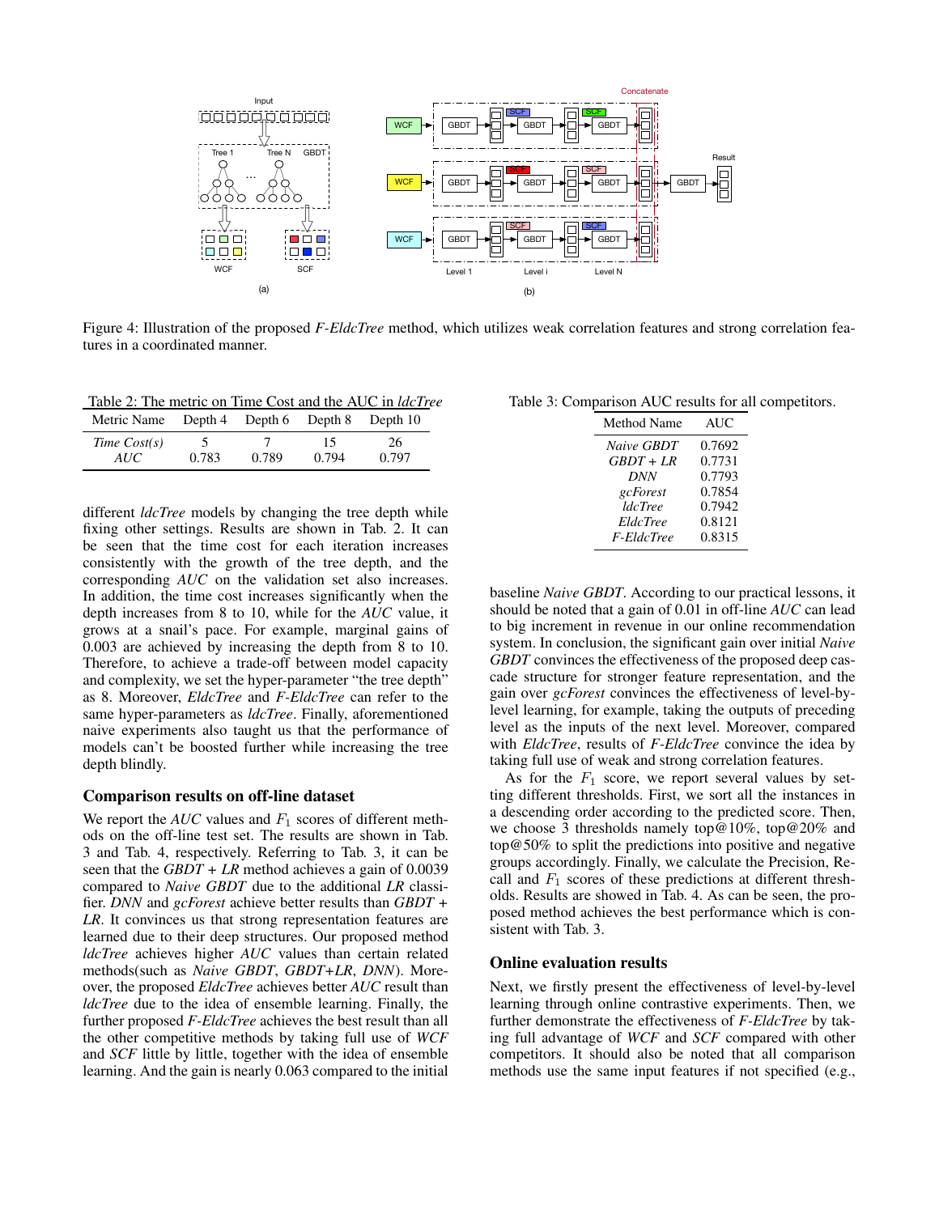Figure 4: Illustration of the proposed *F-EldcTree* method, which utilizes weak correlation features and strong correlation features in a coordinated manner.

Table 2: The metric on Time Cost and the AUC in *ldcTree*

| Metric Name | Depth 4 | Depth 6 | Depth 8 | Depth 10 |
|---|---|---|---|---|
| *Time Cost(s)* | 5 | 7 | 15 | 26 |
| *AUC* | 0.783 | 0.789 | 0.794 | 0.797 |

different *ldcTree* models by changing the tree depth while fixing other settings. Results are shown in Tab. 2. It can be seen that the time cost for each iteration increases consistently with the growth of the tree depth, and the corresponding *AUC* on the validation set also increases. In addition, the time cost increases significantly when the depth increases from 8 to 10, while for the *AUC* value, it grows at a snail's pace. For example, marginal gains of 0.003 are achieved by increasing the depth from 8 to 10. Therefore, to achieve a trade-off between model capacity and complexity, we set the hyper-parameter "the tree depth" as 8. Moreover, *EldcTree* and *F-EldcTree* can refer to the same hyper-parameters as *ldcTree*. Finally, aforementioned naive experiments also taught us that the performance of models can't be boosted further while increasing the tree depth blindly.

### Comparison results on off-line dataset

We report the *AUC* values and $F_1$ scores of different methods on the off-line test set. The results are shown in Tab. 3 and Tab. 4, respectively. Referring to Tab. 3, it can be seen that the *GBDT + LR* method achieves a gain of 0.0039 compared to *Naive GBDT* due to the additional *LR* classifier. *DNN* and *gcForest* achieve better results than *GBDT + LR*. It convinces us that strong representation features are learned due to their deep structures. Our proposed method *ldcTree* achieves higher *AUC* values than certain related methods(such as *Naive GBDT*, *GBDT+LR*, *DNN*). Moreover, the proposed *EldcTree* achieves better *AUC* result than *ldcTree* due to the idea of ensemble learning. Finally, the further proposed *F-EldcTree* achieves the best result than all the other competitive methods by taking full use of *WCF* and *SCF* little by little, together with the idea of ensemble learning. And the gain is nearly 0.063 compared to the initial baseline *Naive GBDT*. According to our practical lessons, it should be noted that a gain of 0.01 in off-line *AUC* can lead to big increment in revenue in our online recommendation system. In conclusion, the significant gain over initial *Naive GBDT* convinces the effectiveness of the proposed deep cascade structure for stronger feature representation, and the gain over *gcForest* convinces the effectiveness of level-by-level learning, for example, taking the outputs of preceding level as the inputs of the next level. Moreover, compared with *EldcTree*, results of *F-EldcTree* convince the idea by taking full use of weak and strong correlation features.

Table 3: Comparison AUC results for all competitors.

| Method Name | AUC |
|---|---|
| *Naive GBDT* | 0.7692 |
| *GBDT + LR* | 0.7731 |
| *DNN* | 0.7793 |
| *gcForest* | 0.7854 |
| *ldcTree* | 0.7942 |
| *EldcTree* | 0.8121 |
| *F-EldcTree* | 0.8315 |

As for the $F_1$ score, we report several values by setting different thresholds. First, we sort all the instances in a descending order according to the predicted score. Then, we choose 3 thresholds namely top@10%, top@20% and top@50% to split the predictions into positive and negative groups accordingly. Finally, we calculate the Precision, Recall and $F_1$ scores of these predictions at different thresholds. Results are showed in Tab. 4. As can be seen, the proposed method achieves the best performance which is consistent with Tab. 3.

### Online evaluation results

Next, we firstly present the effectiveness of level-by-level learning through online contrastive experiments. Then, we further demonstrate the effectiveness of *F-EldcTree* by taking full advantage of *WCF* and *SCF* compared with other competitors. It should also be noted that all comparison methods use the same input features if not specified (e.g.,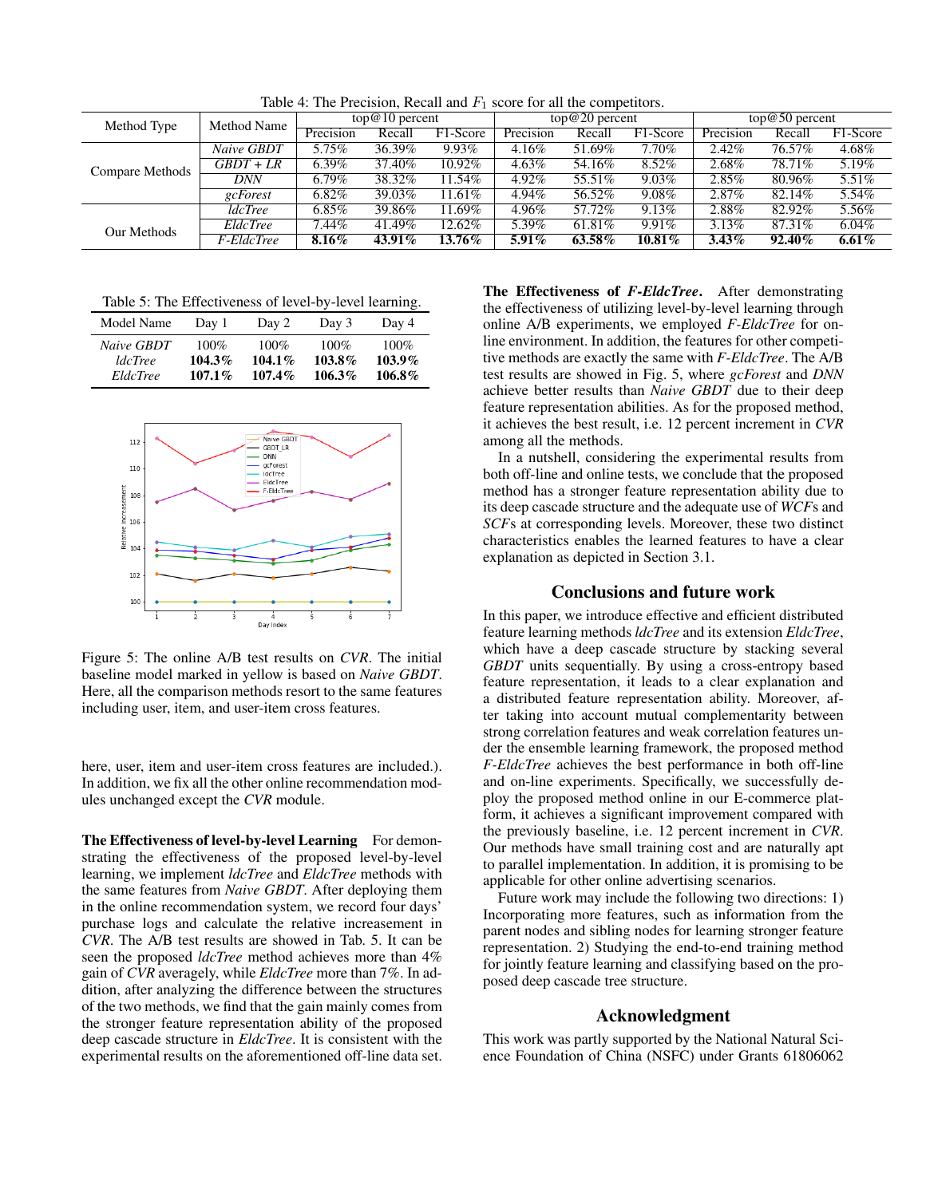Table 4: The Precision, Recall and $F_1$ score for all the competitors.

| Method Type | Method Name | top@10 percent | | | top@20 percent | | | top@50 percent | | |
|---|---|---|---|---|---|---|---|---|---|---|
| | | Precision | Recall | F1-Score | Precision | Recall | F1-Score | Precision | Recall | F1-Score |
| Compare Methods | *Naive GBDT* | 5.75% | 36.39% | 9.93% | 4.16% | 51.69% | 7.70% | 2.42% | 76.57% | 4.68% |
| | *GBDT + LR* | 6.39% | 37.40% | 10.92% | 4.63% | 54.16% | 8.52% | 2.68% | 78.71% | 5.19% |
| | *DNN* | 6.79% | 38.32% | 11.54% | 4.92% | 55.51% | 9.03% | 2.85% | 80.96% | 5.51% |
| | *gcForest* | 6.82% | 39.03% | 11.61% | 4.94% | 56.52% | 9.08% | 2.87% | 82.14% | 5.54% |
| Our Methods | *ldcTree* | 6.85% | 39.86% | 11.69% | 4.96% | 57.72% | 9.13% | 2.88% | 82.92% | 5.56% |
| | *EldcTree* | 7.44% | 41.49% | 12.62% | 5.39% | 61.81% | 9.91% | 3.13% | 87.31% | 6.04% |
| | *F-EldcTree* | **8.16%** | **43.91%** | **13.76%** | **5.91%** | **63.58%** | **10.81%** | **3.43%** | **92.40%** | **6.61%** |

Table 5: The Effectiveness of level-by-level learning.

| Model Name | Day 1 | Day 2 | Day 3 | Day 4 |
|---|---|---|---|---|
| *Naive GBDT* | 100% | 100% | 100% | 100% |
| *ldcTree* | **104.3%** | **104.1%** | **103.8%** | **103.9%** |
| *EldcTree* | **107.1%** | **107.4%** | **106.3%** | **106.8%** |

Figure 5: The online A/B test results on *CVR*. The initial baseline model marked in yellow is based on *Naive GBDT*. Here, all the comparison methods resort to the same features including user, item, and user-item cross features.

here, user, item and user-item cross features are included.). In addition, we fix all the other online recommendation modules unchanged except the *CVR* module.

**The Effectiveness of level-by-level Learning** For demonstrating the effectiveness of the proposed level-by-level learning, we implement *ldcTree* and *EldcTree* methods with the same features from *Naive GBDT*. After deploying them in the online recommendation system, we record four days' purchase logs and calculate the relative increasement in *CVR*. The A/B test results are showed in Tab. 5. It can be seen the proposed *ldcTree* method achieves more than 4% gain of *CVR* averagely, while *EldcTree* more than 7%. In addition, after analyzing the difference between the structures of the two methods, we find that the gain mainly comes from the stronger feature representation ability of the proposed deep cascade structure in *EldcTree*. It is consistent with the experimental results on the aforementioned off-line data set.

**The Effectiveness of *F-EldcTree*.** After demonstrating the effectiveness of utilizing level-by-level learning through online A/B experiments, we employed *F-EldcTree* for online environment. In addition, the features for other competitive methods are exactly the same with *F-EldcTree*. The A/B test results are showed in Fig. 5, where *gcForest* and *DNN* achieve better results than *Naive GBDT* due to their deep feature representation abilities. As for the proposed method, it achieves the best result, i.e. 12 percent increment in *CVR* among all the methods.

In a nutshell, considering the experimental results from both off-line and online tests, we conclude that the proposed method has a stronger feature representation ability due to its deep cascade structure and the adequate use of *WCF*s and *SCF*s at corresponding levels. Moreover, these two distinct characteristics enables the learned features to have a clear explanation as depicted in Section 3.1.

## Conclusions and future work

In this paper, we introduce effective and efficient distributed feature learning methods *ldcTree* and its extension *EldcTree*, which have a deep cascade structure by stacking several *GBDT* units sequentially. By using a cross-entropy based feature representation, it leads to a clear explanation and a distributed feature representation ability. Moreover, after taking into account mutual complementarity between strong correlation features and weak correlation features under the ensemble learning framework, the proposed method *F-EldcTree* achieves the best performance in both off-line and on-line experiments. Specifically, we successfully deploy the proposed method online in our E-commerce platform, it achieves a significant improvement compared with the previously baseline, i.e. 12 percent increment in *CVR*. Our methods have small training cost and are naturally apt to parallel implementation. In addition, it is promising to be applicable for other online advertising scenarios.

Future work may include the following two directions: 1) Incorporating more features, such as information from the parent nodes and sibling nodes for learning stronger feature representation. 2) Studying the end-to-end training method for jointly feature learning and classifying based on the proposed deep cascade tree structure.

## Acknowledgment

This work was partly supported by the National Natural Science Foundation of China (NSFC) under Grants 61806062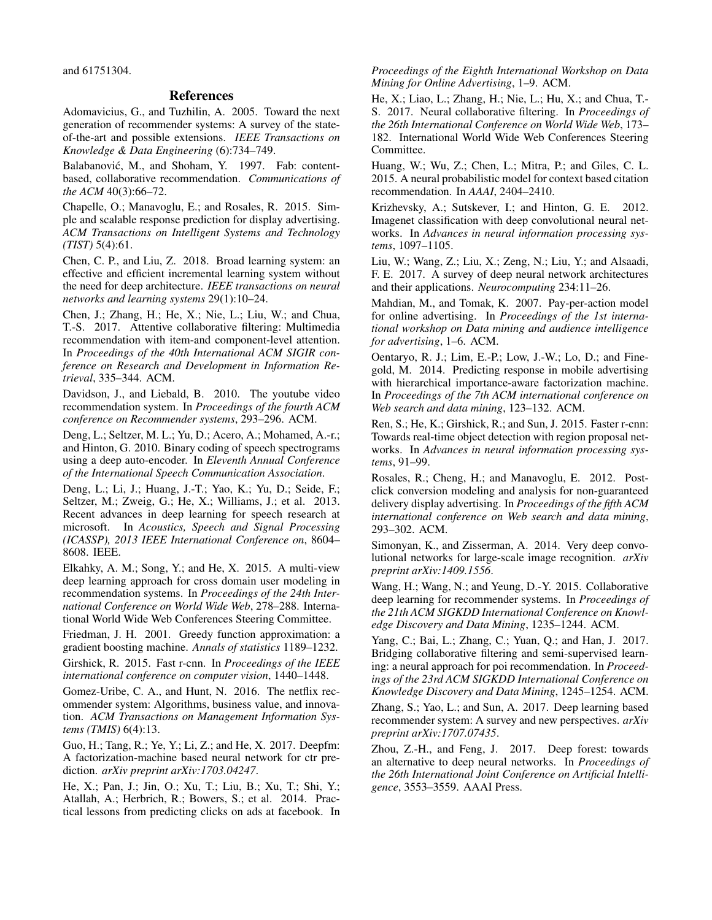and 61751304.

## References

Adomavicius, G., and Tuzhilin, A. 2005. Toward the next generation of recommender systems: A survey of the state-of-the-art and possible extensions. *IEEE Transactions on Knowledge & Data Engineering* (6):734–749.

Balabanović, M., and Shoham, Y. 1997. Fab: content-based, collaborative recommendation. *Communications of the ACM* 40(3):66–72.

Chapelle, O.; Manavoglu, E.; and Rosales, R. 2015. Simple and scalable response prediction for display advertising. *ACM Transactions on Intelligent Systems and Technology (TIST)* 5(4):61.

Chen, C. P., and Liu, Z. 2018. Broad learning system: an effective and efficient incremental learning system without the need for deep architecture. *IEEE transactions on neural networks and learning systems* 29(1):10–24.

Chen, J.; Zhang, H.; He, X.; Nie, L.; Liu, W.; and Chua, T.-S. 2017. Attentive collaborative filtering: Multimedia recommendation with item-and component-level attention. In *Proceedings of the 40th International ACM SIGIR conference on Research and Development in Information Retrieval*, 335–344. ACM.

Davidson, J., and Liebald, B. 2010. The youtube video recommendation system. In *Proceedings of the fourth ACM conference on Recommender systems*, 293–296. ACM.

Deng, L.; Seltzer, M. L.; Yu, D.; Acero, A.; Mohamed, A.-r.; and Hinton, G. 2010. Binary coding of speech spectrograms using a deep auto-encoder. In *Eleventh Annual Conference of the International Speech Communication Association*.

Deng, L.; Li, J.; Huang, J.-T.; Yao, K.; Yu, D.; Seide, F.; Seltzer, M.; Zweig, G.; He, X.; Williams, J.; et al. 2013. Recent advances in deep learning for speech research at microsoft. In *Acoustics, Speech and Signal Processing (ICASSP), 2013 IEEE International Conference on*, 8604–8608. IEEE.

Elkahky, A. M.; Song, Y.; and He, X. 2015. A multi-view deep learning approach for cross domain user modeling in recommendation systems. In *Proceedings of the 24th International Conference on World Wide Web*, 278–288. International World Wide Web Conferences Steering Committee.

Friedman, J. H. 2001. Greedy function approximation: a gradient boosting machine. *Annals of statistics* 1189–1232.

Girshick, R. 2015. Fast r-cnn. In *Proceedings of the IEEE international conference on computer vision*, 1440–1448.

Gomez-Uribe, C. A., and Hunt, N. 2016. The netflix recommender system: Algorithms, business value, and innovation. *ACM Transactions on Management Information Systems (TMIS)* 6(4):13.

Guo, H.; Tang, R.; Ye, Y.; Li, Z.; and He, X. 2017. Deepfm: A factorization-machine based neural network for ctr prediction. *arXiv preprint arXiv:1703.04247*.

He, X.; Pan, J.; Jin, O.; Xu, T.; Liu, B.; Xu, T.; Shi, Y.; Atallah, A.; Herbrich, R.; Bowers, S.; et al. 2014. Practical lessons from predicting clicks on ads at facebook. In *Proceedings of the Eighth International Workshop on Data Mining for Online Advertising*, 1–9. ACM.

He, X.; Liao, L.; Zhang, H.; Nie, L.; Hu, X.; and Chua, T.-S. 2017. Neural collaborative filtering. In *Proceedings of the 26th International Conference on World Wide Web*, 173–182. International World Wide Web Conferences Steering Committee.

Huang, W.; Wu, Z.; Chen, L.; Mitra, P.; and Giles, C. L. 2015. A neural probabilistic model for context based citation recommendation. In *AAAI*, 2404–2410.

Krizhevsky, A.; Sutskever, I.; and Hinton, G. E. 2012. Imagenet classification with deep convolutional neural networks. In *Advances in neural information processing systems*, 1097–1105.

Liu, W.; Wang, Z.; Liu, X.; Zeng, N.; Liu, Y.; and Alsaadi, F. E. 2017. A survey of deep neural network architectures and their applications. *Neurocomputing* 234:11–26.

Mahdian, M., and Tomak, K. 2007. Pay-per-action model for online advertising. In *Proceedings of the 1st international workshop on Data mining and audience intelligence for advertising*, 1–6. ACM.

Oentaryo, R. J.; Lim, E.-P.; Low, J.-W.; Lo, D.; and Finegold, M. 2014. Predicting response in mobile advertising with hierarchical importance-aware factorization machine. In *Proceedings of the 7th ACM international conference on Web search and data mining*, 123–132. ACM.

Ren, S.; He, K.; Girshick, R.; and Sun, J. 2015. Faster r-cnn: Towards real-time object detection with region proposal networks. In *Advances in neural information processing systems*, 91–99.

Rosales, R.; Cheng, H.; and Manavoglu, E. 2012. Post-click conversion modeling and analysis for non-guaranteed delivery display advertising. In *Proceedings of the fifth ACM international conference on Web search and data mining*, 293–302. ACM.

Simonyan, K., and Zisserman, A. 2014. Very deep convolutional networks for large-scale image recognition. *arXiv preprint arXiv:1409.1556*.

Wang, H.; Wang, N.; and Yeung, D.-Y. 2015. Collaborative deep learning for recommender systems. In *Proceedings of the 21th ACM SIGKDD International Conference on Knowledge Discovery and Data Mining*, 1235–1244. ACM.

Yang, C.; Bai, L.; Zhang, C.; Yuan, Q.; and Han, J. 2017. Bridging collaborative filtering and semi-supervised learning: a neural approach for poi recommendation. In *Proceedings of the 23rd ACM SIGKDD International Conference on Knowledge Discovery and Data Mining*, 1245–1254. ACM.

Zhang, S.; Yao, L.; and Sun, A. 2017. Deep learning based recommender system: A survey and new perspectives. *arXiv preprint arXiv:1707.07435*.

Zhou, Z.-H., and Feng, J. 2017. Deep forest: towards an alternative to deep neural networks. In *Proceedings of the 26th International Joint Conference on Artificial Intelligence*, 3553–3559. AAAI Press.